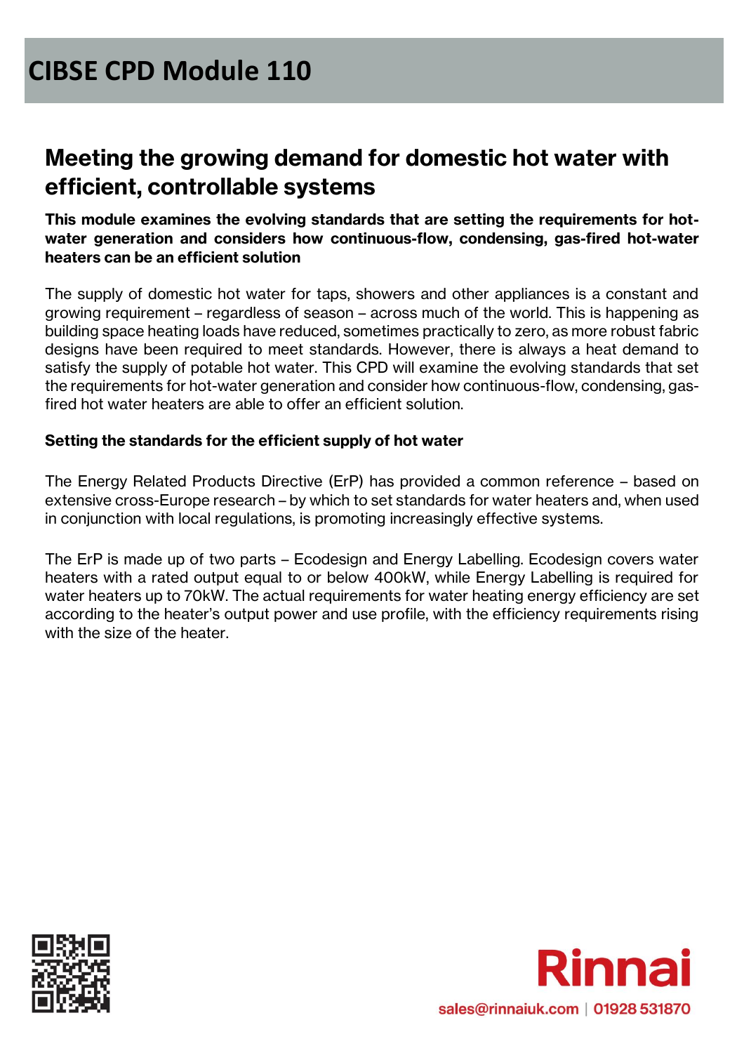# CIBSE CPD Module 110

## Meeting the growing demand for domestic hot water with efficient, controllable systems

**This module examines the evolving standards that are setting the requirements for hot-water generation and considers how continuous-flow, condensing, gas-fired hot-water heaters can be an efficient solution**

The supply of domestic hot water for taps, showers and other appliances is a constant and growing requirement – regardless of season – across much of the world. This is happening as building space heating loads have reduced, sometimes practically to zero, as more robust fabric designs have been required to meet standards. However, there is always a heat demand to satisfy the supply of potable hot water. This CPD will examine the evolving standards that set the requirements for hot-water generation and consider how continuous-flow, condensing, gas-fired hot water heaters are able to offer an efficient solution.

### Setting the standards for the efficient supply of hot water

The Energy Related Products Directive (ErP) has provided a common reference – based on extensive cross-Europe research – by which to set standards for water heaters and, when used in conjunction with local regulations, is promoting increasingly effective systems.

The ErP is made up of two parts – Ecodesign and Energy Labelling. Ecodesign covers water heaters with a rated output equal to or below 400kW, while Energy Labelling is required for water heaters up to 70kW. The actual requirements for water heating energy efficiency are set according to the heater's output power and use profile, with the efficiency requirements rising with the size of the heater.

Rinnai

sales@rinnaiuk.com | 01928 531870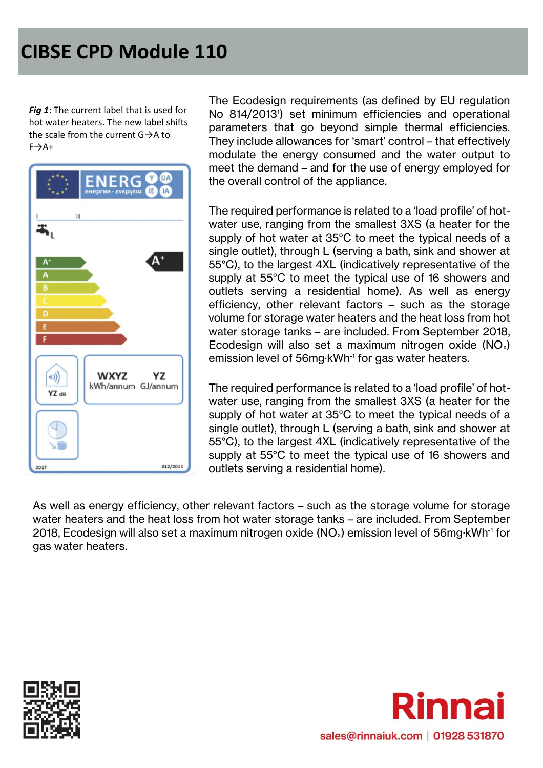*Fig 1*: The current label that is used for hot water heaters. The new label shifts the scale from the current G→A to F→A+

The Ecodesign requirements (as defined by EU regulation No 814/2013[1]) set minimum efficiencies and operational parameters that go beyond simple thermal efficiencies. They include allowances for 'smart' control – that effectively modulate the energy consumed and the water output to meet the demand – and for the use of energy employed for the overall control of the appliance.

The required performance is related to a 'load profile' of hot-water use, ranging from the smallest 3XS (a heater for the supply of hot water at 35°C to meet the typical needs of a single outlet), through L (serving a bath, sink and shower at 55°C), to the largest 4XL (indicatively representative of the supply at 55°C to meet the typical use of 16 showers and outlets serving a residential home). As well as energy efficiency, other relevant factors – such as the storage volume for storage water heaters and the heat loss from hot water storage tanks – are included. From September 2018, Ecodesign will also set a maximum nitrogen oxide ($NO_x$) emission level of 56mg·kWh$^{-1}$ for gas water heaters.

The required performance is related to a 'load profile' of hot-water use, ranging from the smallest 3XS (a heater for the supply of hot water at 35°C to meet the typical needs of a single outlet), through L (serving a bath, sink and shower at 55°C), to the largest 4XL (indicatively representative of the supply at 55°C to meet the typical use of 16 showers and outlets serving a residential home).

As well as energy efficiency, other relevant factors – such as the storage volume for storage water heaters and the heat loss from hot water storage tanks – are included. From September 2018, Ecodesign will also set a maximum nitrogen oxide ($NO_x$) emission level of 56mg·kWh$^{-1}$ for gas water heaters.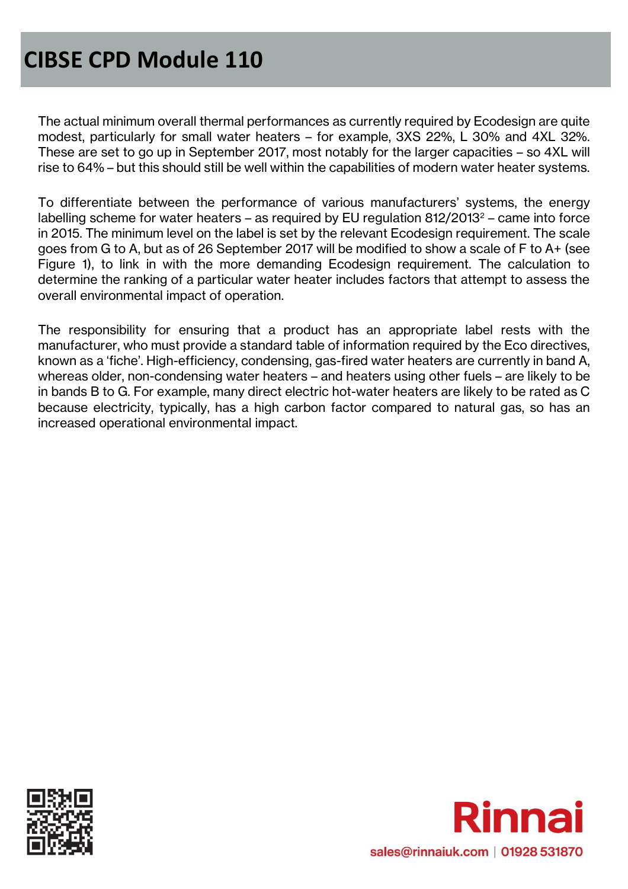The actual minimum overall thermal performances as currently required by Ecodesign are quite modest, particularly for small water heaters – for example, 3XS 22%, L 30% and 4XL 32%. These are set to go up in September 2017, most notably for the larger capacities – so 4XL will rise to 64% – but this should still be well within the capabilities of modern water heater systems.

To differentiate between the performance of various manufacturers' systems, the energy labelling scheme for water heaters – as required by EU regulation 812/2013[2] – came into force in 2015. The minimum level on the label is set by the relevant Ecodesign requirement. The scale goes from G to A, but as of 26 September 2017 will be modified to show a scale of F to A+ (see Figure 1), to link in with the more demanding Ecodesign requirement. The calculation to determine the ranking of a particular water heater includes factors that attempt to assess the overall environmental impact of operation.

The responsibility for ensuring that a product has an appropriate label rests with the manufacturer, who must provide a standard table of information required by the Eco directives, known as a 'fiche'. High-efficiency, condensing, gas-fired water heaters are currently in band A, whereas older, non-condensing water heaters – and heaters using other fuels – are likely to be in bands B to G. For example, many direct electric hot-water heaters are likely to be rated as C because electricity, typically, has a high carbon factor compared to natural gas, so has an increased operational environmental impact.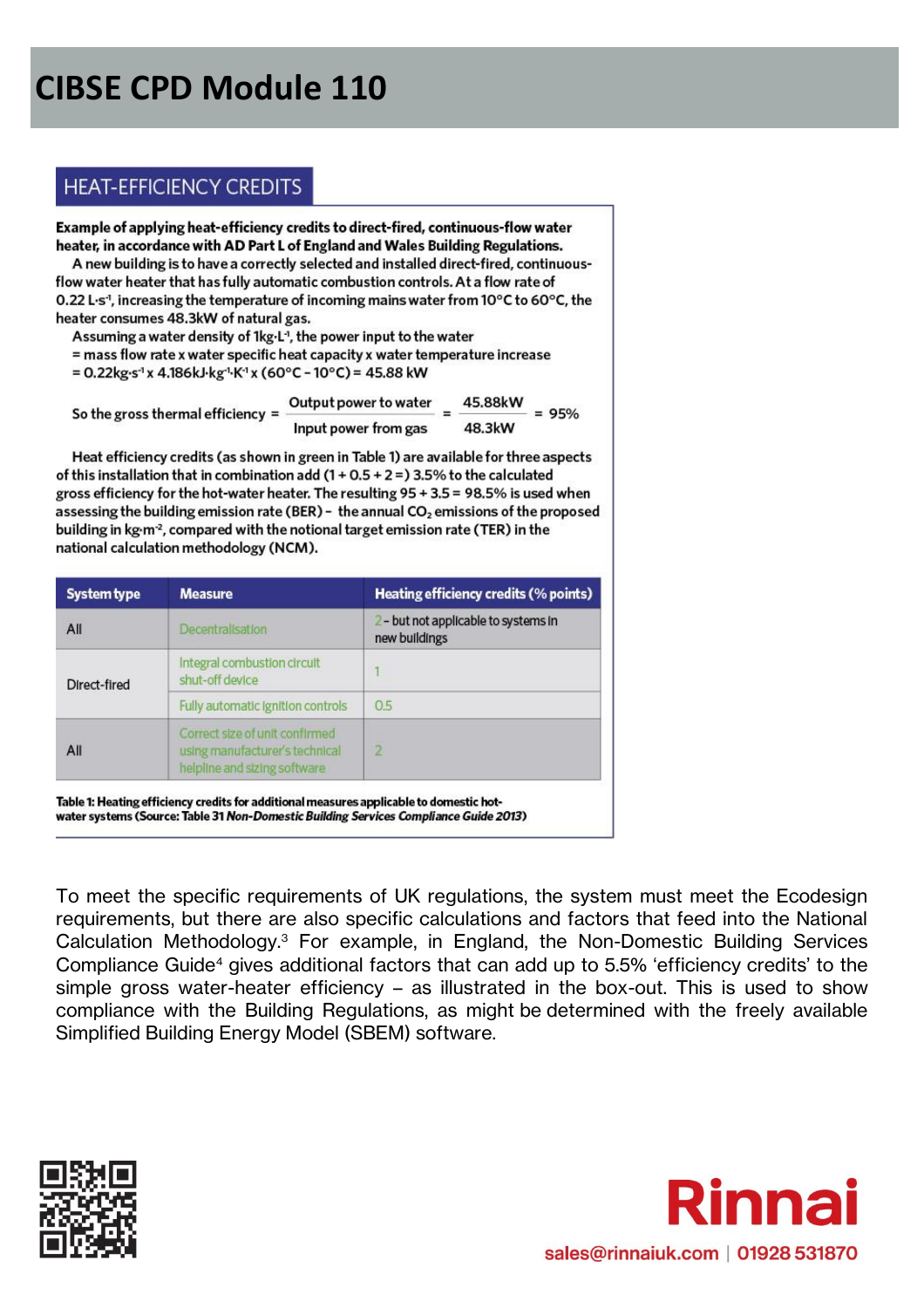# CIBSE CPD Module 110

## HEAT-EFFICIENCY CREDITS

**Example of applying heat-efficiency credits to direct-fired, continuous-flow water heater, in accordance with AD Part L of England and Wales Building Regulations.**

A new building is to have a correctly selected and installed direct-fired, continuous-flow water heater that has fully automatic combustion controls. At a flow rate of $0.22\ L{\cdot}s^{-1}$, increasing the temperature of incoming mains water from 10°C to 60°C, the heater consumes 48.3kW of natural gas.

Assuming a water density of $1kg{\cdot}L^{-1}$, the power input to the water
= mass flow rate x water specific heat capacity x water temperature increase
= $0.22kg{\cdot}s^{-1} \times 4.186kJ{\cdot}kg^{-1}{\cdot}K^{-1} \times (60°C - 10°C) = 45.88\ kW$

$$\text{So the gross thermal efficiency} = \frac{\text{Output power to water}}{\text{Input power from gas}} = \frac{45.88kW}{48.3kW} = 95\%$$

Heat efficiency credits (as shown in green in Table 1) are available for three aspects of this installation that in combination add (1 + 0.5 + 2 =) 3.5% to the calculated gross efficiency for the hot-water heater. The resulting 95 + 3.5 = 98.5% is used when assessing the building emission rate (BER) – the annual $CO_2$ emissions of the proposed building in $kg{\cdot}m^{-2}$, compared with the notional target emission rate (TER) in the national calculation methodology (NCM).

| System type | Measure | Heating efficiency credits (% points) |
|---|---|---|
| All | Decentralisation | 2 – but not applicable to systems in new buildings |
| Direct-fired | Integral combustion circuit shut-off device | 1 |
| | Fully automatic ignition controls | 0.5 |
| All | Correct size of unit confirmed using manufacturer's technical helpline and sizing software | 2 |

**Table 1: Heating efficiency credits for additional measures applicable to domestic hot-water systems (Source: Table 31 *Non-Domestic Building Services Compliance Guide 2013*)**

To meet the specific requirements of UK regulations, the system must meet the Ecodesign requirements, but there are also specific calculations and factors that feed into the National Calculation Methodology.[3] For example, in England, the Non-Domestic Building Services Compliance Guide[4] gives additional factors that can add up to 5.5% 'efficiency credits' to the simple gross water-heater efficiency – as illustrated in the box-out. This is used to show compliance with the Building Regulations, as might be determined with the freely available Simplified Building Energy Model (SBEM) software.

Rinnai

sales@rinnaiuk.com | 01928 531870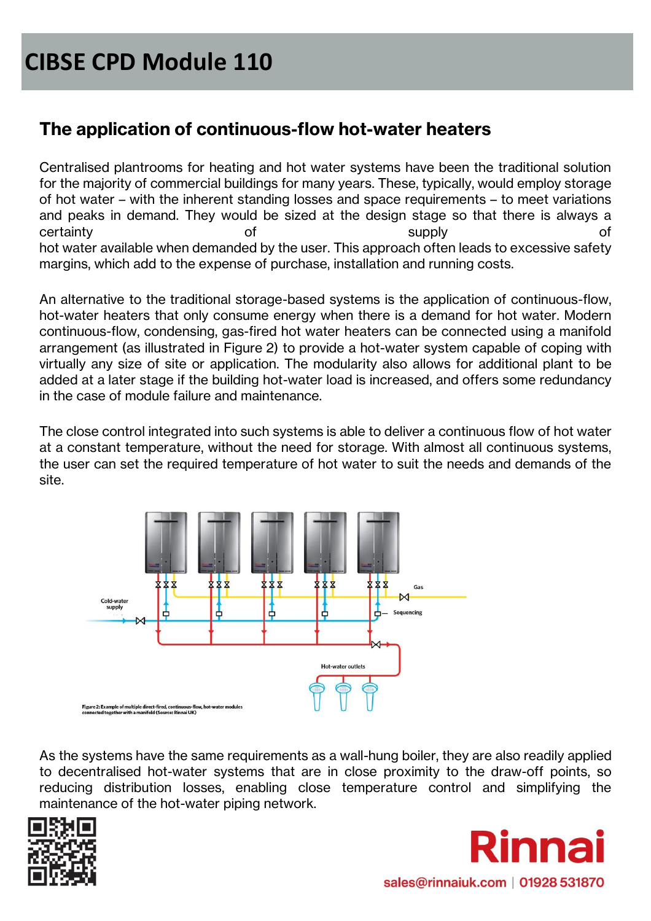# CIBSE CPD Module 110

## The application of continuous-flow hot-water heaters

Centralised plantrooms for heating and hot water systems have been the traditional solution for the majority of commercial buildings for many years. These, typically, would employ storage of hot water – with the inherent standing losses and space requirements – to meet variations and peaks in demand. They would be sized at the design stage so that there is always a certainty of supply of hot water available when demanded by the user. This approach often leads to excessive safety margins, which add to the expense of purchase, installation and running costs.

An alternative to the traditional storage-based systems is the application of continuous-flow, hot-water heaters that only consume energy when there is a demand for hot water. Modern continuous-flow, condensing, gas-fired hot water heaters can be connected using a manifold arrangement (as illustrated in Figure 2) to provide a hot-water system capable of coping with virtually any size of site or application. The modularity also allows for additional plant to be added at a later stage if the building hot-water load is increased, and offers some redundancy in the case of module failure and maintenance.

The close control integrated into such systems is able to deliver a continuous flow of hot water at a constant temperature, without the need for storage. With almost all continuous systems, the user can set the required temperature of hot water to suit the needs and demands of the site.

Cold-water supply

Gas

Sequencing

Hot-water outlets

Figure 2: Example of multiple direct-fired, continuous-flow, hot-water modules connected together with a manifold (Source: Rinnai UK)

As the systems have the same requirements as a wall-hung boiler, they are also readily applied to decentralised hot-water systems that are in close proximity to the draw-off points, so reducing distribution losses, enabling close temperature control and simplifying the maintenance of the hot-water piping network.

Rinnai

sales@rinnaiuk.com | 01928 531870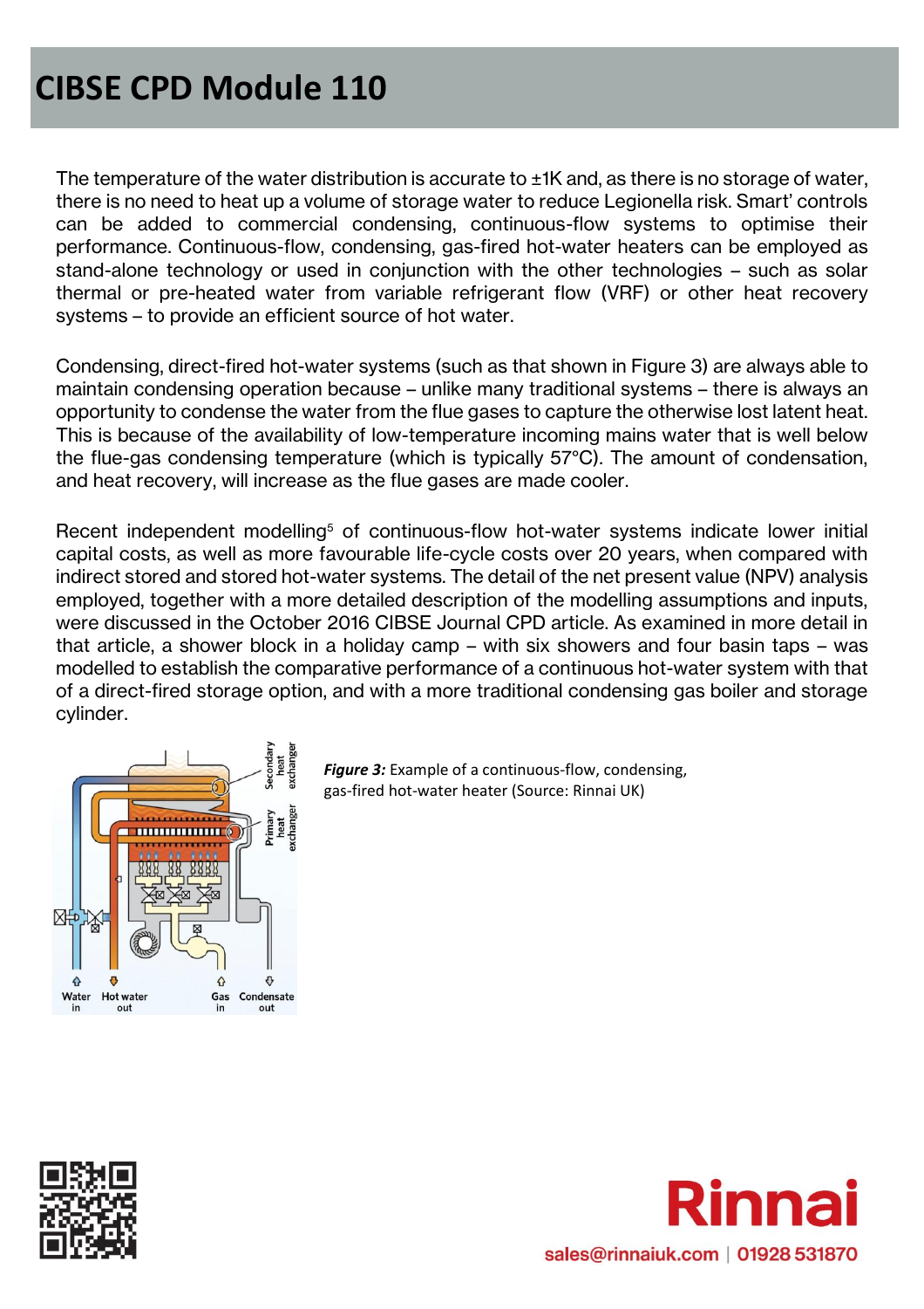The temperature of the water distribution is accurate to ±1K and, as there is no storage of water, there is no need to heat up a volume of storage water to reduce Legionella risk. Smart' controls can be added to commercial condensing, continuous-flow systems to optimise their performance. Continuous-flow, condensing, gas-fired hot-water heaters can be employed as stand-alone technology or used in conjunction with the other technologies – such as solar thermal or pre-heated water from variable refrigerant flow (VRF) or other heat recovery systems – to provide an efficient source of hot water.

Condensing, direct-fired hot-water systems (such as that shown in Figure 3) are always able to maintain condensing operation because – unlike many traditional systems – there is always an opportunity to condense the water from the flue gases to capture the otherwise lost latent heat. This is because of the availability of low-temperature incoming mains water that is well below the flue-gas condensing temperature (which is typically 57°C). The amount of condensation, and heat recovery, will increase as the flue gases are made cooler.

Recent independent modelling[5] of continuous-flow hot-water systems indicate lower initial capital costs, as well as more favourable life-cycle costs over 20 years, when compared with indirect stored and stored hot-water systems. The detail of the net present value (NPV) analysis employed, together with a more detailed description of the modelling assumptions and inputs, were discussed in the October 2016 CIBSE Journal CPD article. As examined in more detail in that article, a shower block in a holiday camp – with six showers and four basin taps – was modelled to establish the comparative performance of a continuous hot-water system with that of a direct-fired storage option, and with a more traditional condensing gas boiler and storage cylinder.

***Figure 3:*** Example of a continuous-flow, condensing, gas-fired hot-water heater (Source: Rinnai UK)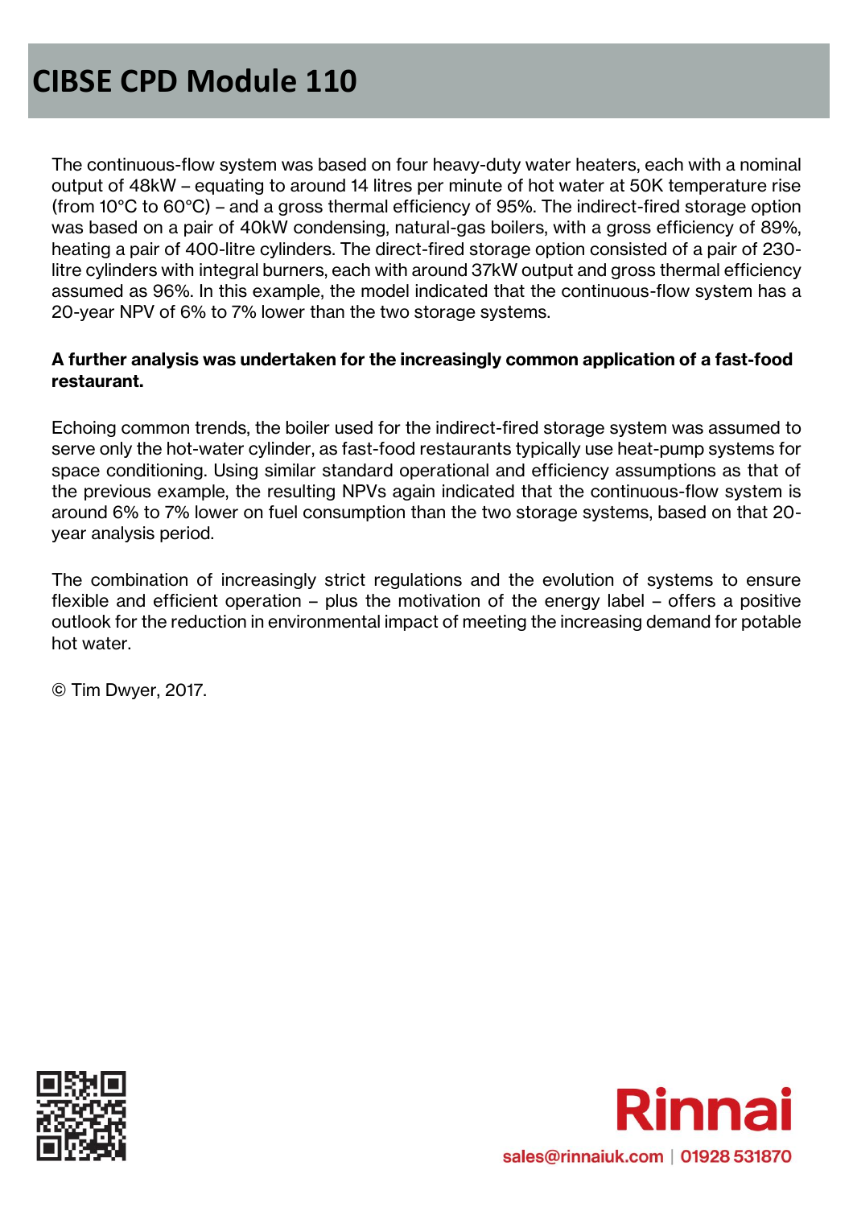The continuous-flow system was based on four heavy-duty water heaters, each with a nominal output of 48kW – equating to around 14 litres per minute of hot water at 50K temperature rise (from 10°C to 60°C) – and a gross thermal efficiency of 95%. The indirect-fired storage option was based on a pair of 40kW condensing, natural-gas boilers, with a gross efficiency of 89%, heating a pair of 400-litre cylinders. The direct-fired storage option consisted of a pair of 230-litre cylinders with integral burners, each with around 37kW output and gross thermal efficiency assumed as 96%. In this example, the model indicated that the continuous-flow system has a 20-year NPV of 6% to 7% lower than the two storage systems.

**A further analysis was undertaken for the increasingly common application of a fast-food restaurant.**

Echoing common trends, the boiler used for the indirect-fired storage system was assumed to serve only the hot-water cylinder, as fast-food restaurants typically use heat-pump systems for space conditioning. Using similar standard operational and efficiency assumptions as that of the previous example, the resulting NPVs again indicated that the continuous-flow system is around 6% to 7% lower on fuel consumption than the two storage systems, based on that 20-year analysis period.

The combination of increasingly strict regulations and the evolution of systems to ensure flexible and efficient operation – plus the motivation of the energy label – offers a positive outlook for the reduction in environmental impact of meeting the increasing demand for potable hot water.

© Tim Dwyer, 2017.

Rinnai

sales@rinnaiuk.com | 01928 531870